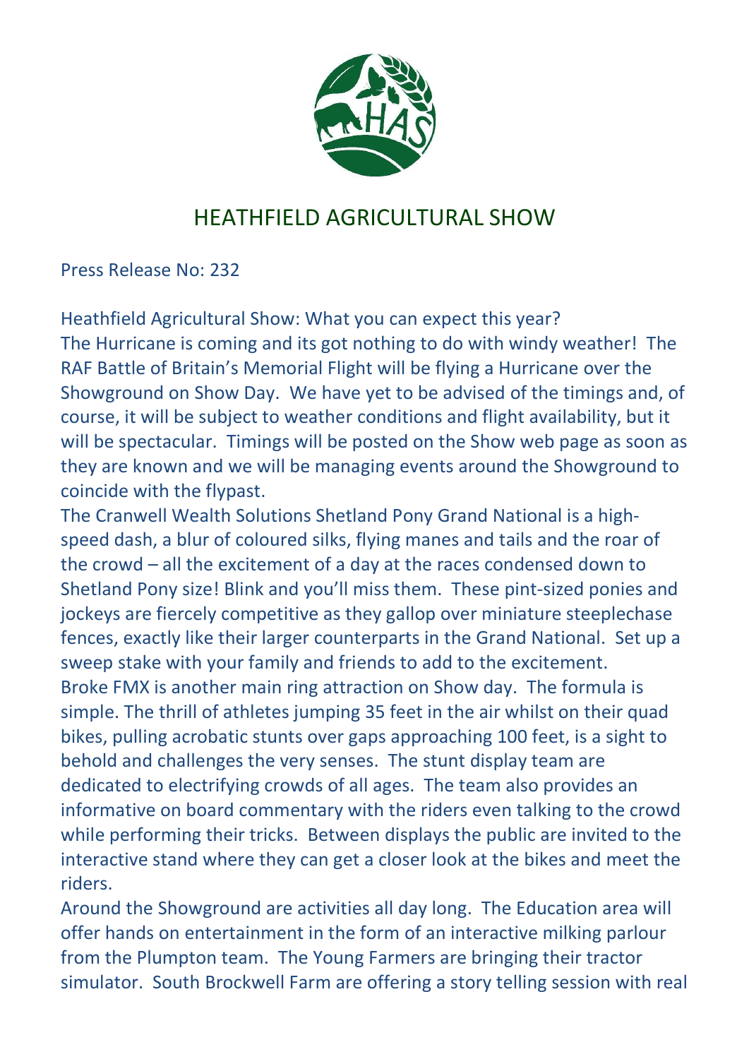# HEATHFIELD AGRICULTURAL SHOW

Press Release No: 232

Heathfield Agricultural Show: What you can expect this year?

The Hurricane is coming and its got nothing to do with windy weather! The RAF Battle of Britain's Memorial Flight will be flying a Hurricane over the Showground on Show Day. We have yet to be advised of the timings and, of course, it will be subject to weather conditions and flight availability, but it will be spectacular. Timings will be posted on the Show web page as soon as they are known and we will be managing events around the Showground to coincide with the flypast.

The Cranwell Wealth Solutions Shetland Pony Grand National is a high-speed dash, a blur of coloured silks, flying manes and tails and the roar of the crowd – all the excitement of a day at the races condensed down to Shetland Pony size! Blink and you'll miss them. These pint-sized ponies and jockeys are fiercely competitive as they gallop over miniature steeplechase fences, exactly like their larger counterparts in the Grand National. Set up a sweep stake with your family and friends to add to the excitement.

Broke FMX is another main ring attraction on Show day. The formula is simple. The thrill of athletes jumping 35 feet in the air whilst on their quad bikes, pulling acrobatic stunts over gaps approaching 100 feet, is a sight to behold and challenges the very senses. The stunt display team are dedicated to electrifying crowds of all ages. The team also provides an informative on board commentary with the riders even talking to the crowd while performing their tricks. Between displays the public are invited to the interactive stand where they can get a closer look at the bikes and meet the riders.

Around the Showground are activities all day long. The Education area will offer hands on entertainment in the form of an interactive milking parlour from the Plumpton team. The Young Farmers are bringing their tractor simulator. South Brockwell Farm are offering a story telling session with real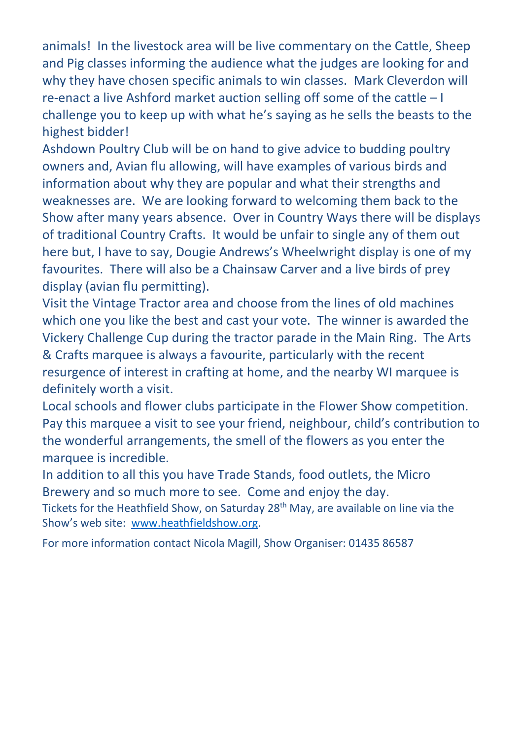animals! In the livestock area will be live commentary on the Cattle, Sheep and Pig classes informing the audience what the judges are looking for and why they have chosen specific animals to win classes. Mark Cleverdon will re-enact a live Ashford market auction selling off some of the cattle – I challenge you to keep up with what he's saying as he sells the beasts to the highest bidder!

Ashdown Poultry Club will be on hand to give advice to budding poultry owners and, Avian flu allowing, will have examples of various birds and information about why they are popular and what their strengths and weaknesses are. We are looking forward to welcoming them back to the Show after many years absence. Over in Country Ways there will be displays of traditional Country Crafts. It would be unfair to single any of them out here but, I have to say, Dougie Andrews's Wheelwright display is one of my favourites. There will also be a Chainsaw Carver and a live birds of prey display (avian flu permitting).

Visit the Vintage Tractor area and choose from the lines of old machines which one you like the best and cast your vote. The winner is awarded the Vickery Challenge Cup during the tractor parade in the Main Ring. The Arts & Crafts marquee is always a favourite, particularly with the recent resurgence of interest in crafting at home, and the nearby WI marquee is definitely worth a visit.

Local schools and flower clubs participate in the Flower Show competition. Pay this marquee a visit to see your friend, neighbour, child's contribution to the wonderful arrangements, the smell of the flowers as you enter the marquee is incredible.

In addition to all this you have Trade Stands, food outlets, the Micro Brewery and so much more to see. Come and enjoy the day.

Tickets for the Heathfield Show, on Saturday 28th May, are available on line via the Show's web site: [www.heathfieldshow.org](http://www.heathfieldshow.org).

For more information contact Nicola Magill, Show Organiser: 01435 86587